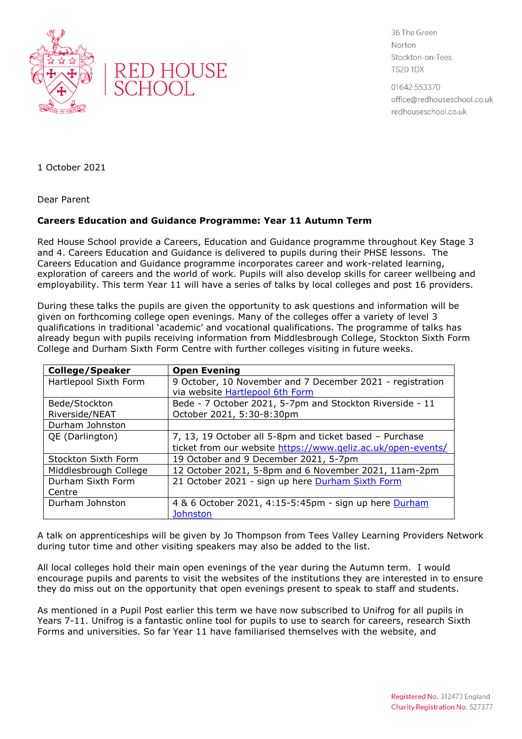RED HOUSE SCHOOL

36 The Green
Norton
Stockton-on-Tees
TS20 1DX

01642 553370
office@redhouseschool.co.uk
redhouseschool.co.uk

1 October 2021

Dear Parent

**Careers Education and Guidance Programme: Year 11 Autumn Term**

Red House School provide a Careers, Education and Guidance programme throughout Key Stage 3 and 4. Careers Education and Guidance is delivered to pupils during their PHSE lessons. The Careers Education and Guidance programme incorporates career and work-related learning, exploration of careers and the world of work. Pupils will also develop skills for career wellbeing and employability. This term Year 11 will have a series of talks by local colleges and post 16 providers.

During these talks the pupils are given the opportunity to ask questions and information will be given on forthcoming college open evenings. Many of the colleges offer a variety of level 3 qualifications in traditional 'academic' and vocational qualifications. The programme of talks has already begun with pupils receiving information from Middlesbrough College, Stockton Sixth Form College and Durham Sixth Form Centre with further colleges visiting in future weeks.

| College/Speaker | Open Evening |
|---|---|
| Hartlepool Sixth Form | 9 October, 10 November and 7 December 2021 - registration via website Hartlepool 6th Form |
| Bede/Stockton Riverside/NEAT | Bede - 7 October 2021, 5-7pm and Stockton Riverside - 11 October 2021, 5:30-8:30pm |
| Durham Johnston | |
| QE (Darlington) | 7, 13, 19 October all 5-8pm and ticket based – Purchase ticket from our website https://www.qeliz.ac.uk/open-events/ |
| Stockton Sixth Form | 19 October and 9 December 2021, 5-7pm |
| Middlesbrough College | 12 October 2021, 5-8pm and 6 November 2021, 11am-2pm |
| Durham Sixth Form Centre | 21 October 2021 - sign up here Durham Sixth Form |
| Durham Johnston | 4 & 6 October 2021, 4:15-5:45pm - sign up here Durham Johnston |

A talk on apprenticeships will be given by Jo Thompson from Tees Valley Learning Providers Network during tutor time and other visiting speakers may also be added to the list.

All local colleges hold their main open evenings of the year during the Autumn term. I would encourage pupils and parents to visit the websites of the institutions they are interested in to ensure they do miss out on the opportunity that open evenings present to speak to staff and students.

As mentioned in a Pupil Post earlier this term we have now subscribed to Unifrog for all pupils in Years 7-11. Unifrog is a fantastic online tool for pupils to use to search for careers, research Sixth Forms and universities. So far Year 11 have familiarised themselves with the website, and

Registered No. 312473 England
Charity Registration No. 527377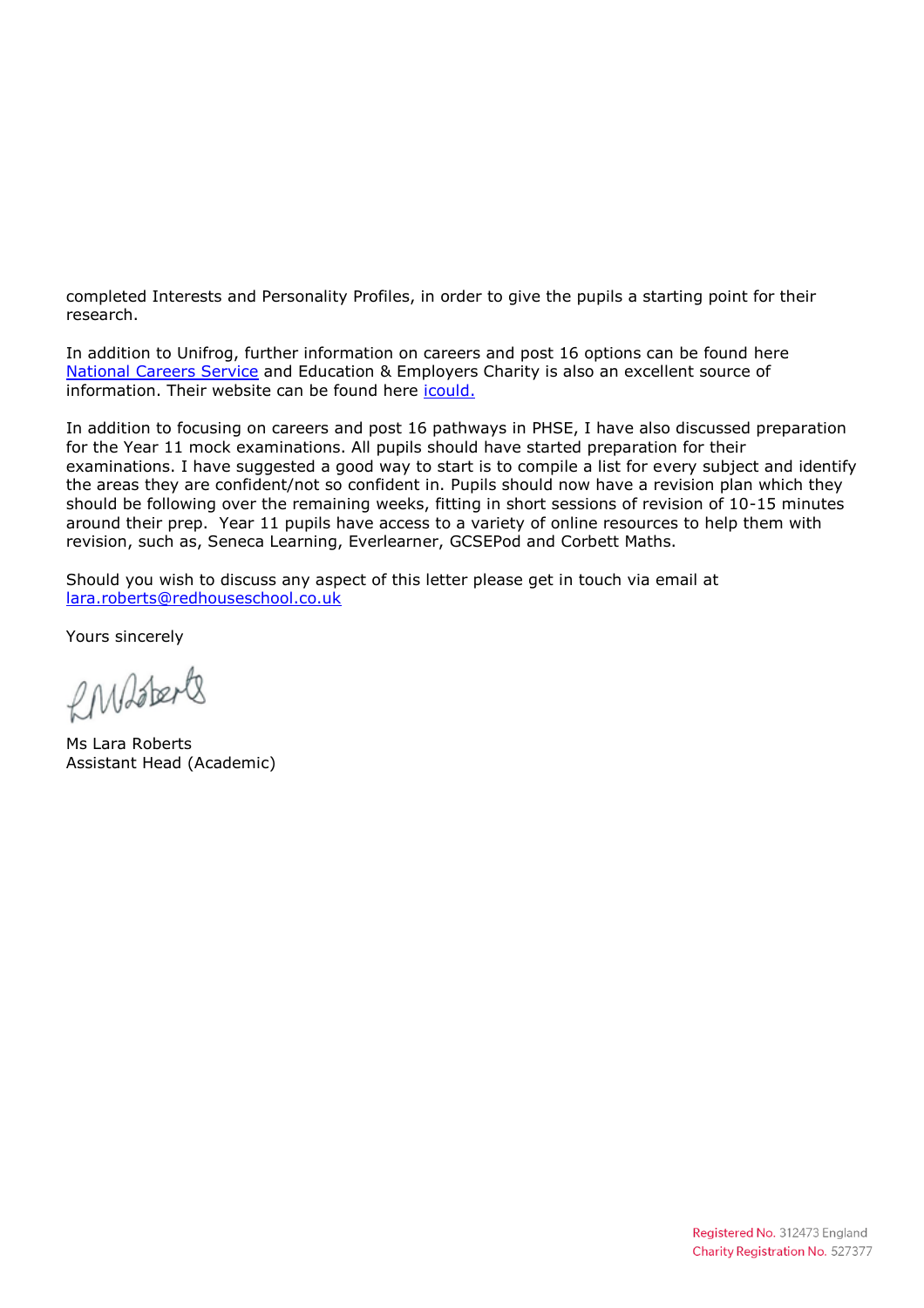completed Interests and Personality Profiles, in order to give the pupils a starting point for their research.

In addition to Unifrog, further information on careers and post 16 options can be found here [National Careers Service](#) and Education & Employers Charity is also an excellent source of information. Their website can be found here [icould.](#)

In addition to focusing on careers and post 16 pathways in PHSE, I have also discussed preparation for the Year 11 mock examinations. All pupils should have started preparation for their examinations. I have suggested a good way to start is to compile a list for every subject and identify the areas they are confident/not so confident in. Pupils should now have a revision plan which they should be following over the remaining weeks, fitting in short sessions of revision of 10-15 minutes around their prep. Year 11 pupils have access to a variety of online resources to help them with revision, such as, Seneca Learning, Everlearner, GCSEPod and Corbett Maths.

Should you wish to discuss any aspect of this letter please get in touch via email at lara.roberts@redhouseschool.co.uk

Yours sincerely

Ms Lara Roberts
Assistant Head (Academic)

Registered No. 312473 England
Charity Registration No. 527377